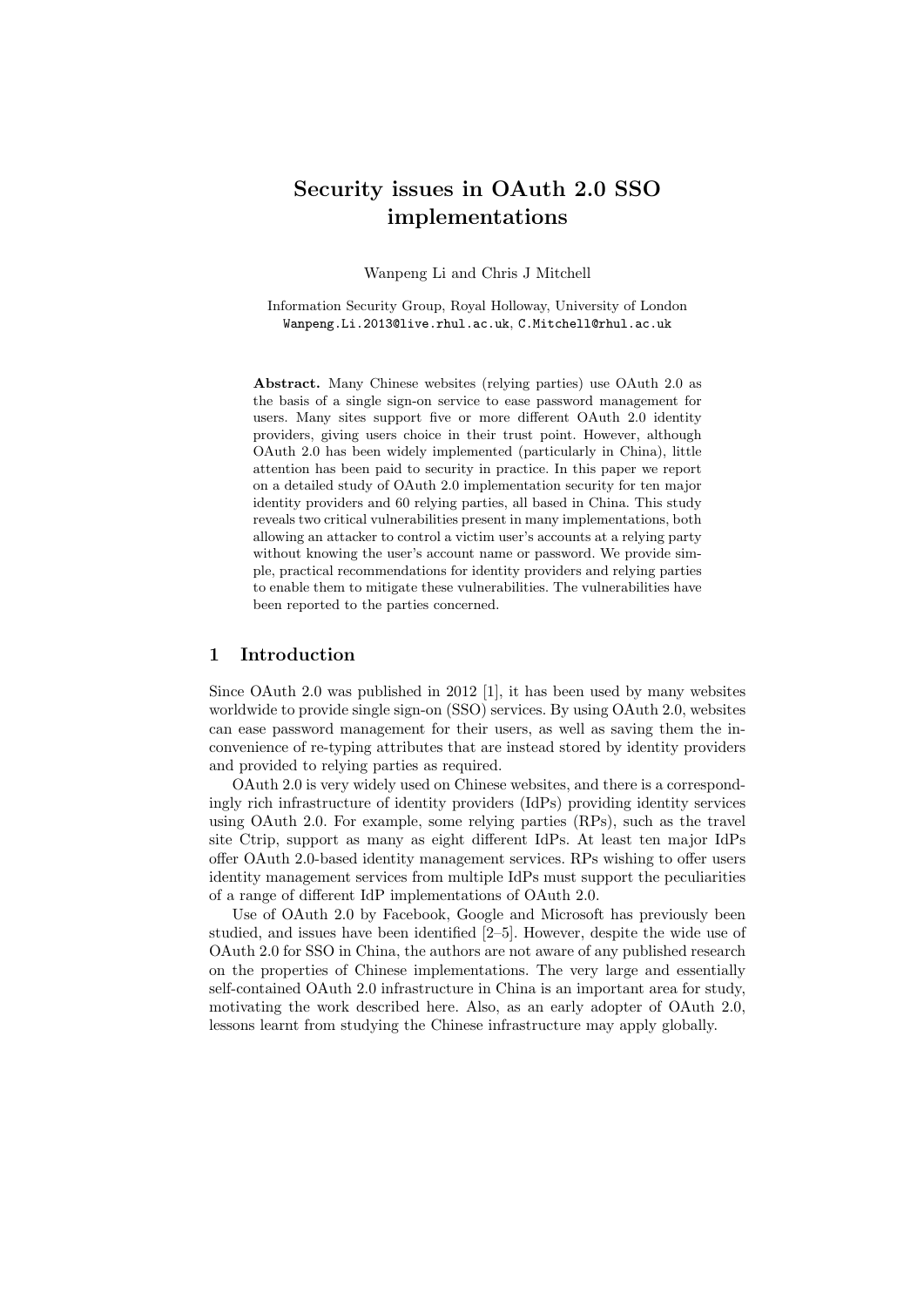# Security issues in OAuth 2.0 SSO implementations

Wanpeng Li and Chris J Mitchell

Information Security Group, Royal Holloway, University of London
Wanpeng.Li.2013@live.rhul.ac.uk, C.Mitchell@rhul.ac.uk

**Abstract.** Many Chinese websites (relying parties) use OAuth 2.0 as the basis of a single sign-on service to ease password management for users. Many sites support five or more different OAuth 2.0 identity providers, giving users choice in their trust point. However, although OAuth 2.0 has been widely implemented (particularly in China), little attention has been paid to security in practice. In this paper we report on a detailed study of OAuth 2.0 implementation security for ten major identity providers and 60 relying parties, all based in China. This study reveals two critical vulnerabilities present in many implementations, both allowing an attacker to control a victim user's accounts at a relying party without knowing the user's account name or password. We provide simple, practical recommendations for identity providers and relying parties to enable them to mitigate these vulnerabilities. The vulnerabilities have been reported to the parties concerned.

## 1 Introduction

Since OAuth 2.0 was published in 2012 [1], it has been used by many websites worldwide to provide single sign-on (SSO) services. By using OAuth 2.0, websites can ease password management for their users, as well as saving them the inconvenience of re-typing attributes that are instead stored by identity providers and provided to relying parties as required.

OAuth 2.0 is very widely used on Chinese websites, and there is a correspondingly rich infrastructure of identity providers (IdPs) providing identity services using OAuth 2.0. For example, some relying parties (RPs), such as the travel site Ctrip, support as many as eight different IdPs. At least ten major IdPs offer OAuth 2.0-based identity management services. RPs wishing to offer users identity management services from multiple IdPs must support the peculiarities of a range of different IdP implementations of OAuth 2.0.

Use of OAuth 2.0 by Facebook, Google and Microsoft has previously been studied, and issues have been identified [2–5]. However, despite the wide use of OAuth 2.0 for SSO in China, the authors are not aware of any published research on the properties of Chinese implementations. The very large and essentially self-contained OAuth 2.0 infrastructure in China is an important area for study, motivating the work described here. Also, as an early adopter of OAuth 2.0, lessons learnt from studying the Chinese infrastructure may apply globally.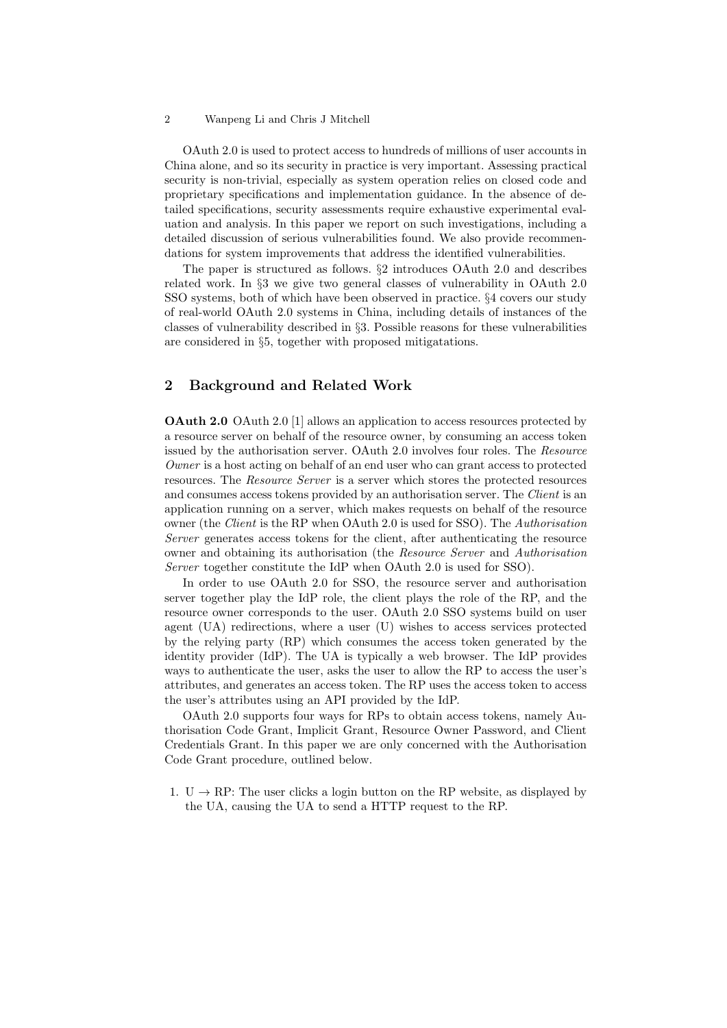OAuth 2.0 is used to protect access to hundreds of millions of user accounts in China alone, and so its security in practice is very important. Assessing practical security is non-trivial, especially as system operation relies on closed code and proprietary specifications and implementation guidance. In the absence of detailed specifications, security assessments require exhaustive experimental evaluation and analysis. In this paper we report on such investigations, including a detailed discussion of serious vulnerabilities found. We also provide recommendations for system improvements that address the identified vulnerabilities.

The paper is structured as follows. §2 introduces OAuth 2.0 and describes related work. In §3 we give two general classes of vulnerability in OAuth 2.0 SSO systems, both of which have been observed in practice. §4 covers our study of real-world OAuth 2.0 systems in China, including details of instances of the classes of vulnerability described in §3. Possible reasons for these vulnerabilities are considered in §5, together with proposed mitigatations.

## 2 Background and Related Work

**OAuth 2.0** OAuth 2.0 [1] allows an application to access resources protected by a resource server on behalf of the resource owner, by consuming an access token issued by the authorisation server. OAuth 2.0 involves four roles. The *Resource Owner* is a host acting on behalf of an end user who can grant access to protected resources. The *Resource Server* is a server which stores the protected resources and consumes access tokens provided by an authorisation server. The *Client* is an application running on a server, which makes requests on behalf of the resource owner (the *Client* is the RP when OAuth 2.0 is used for SSO). The *Authorisation Server* generates access tokens for the client, after authenticating the resource owner and obtaining its authorisation (the *Resource Server* and *Authorisation Server* together constitute the IdP when OAuth 2.0 is used for SSO).

In order to use OAuth 2.0 for SSO, the resource server and authorisation server together play the IdP role, the client plays the role of the RP, and the resource owner corresponds to the user. OAuth 2.0 SSO systems build on user agent (UA) redirections, where a user (U) wishes to access services protected by the relying party (RP) which consumes the access token generated by the identity provider (IdP). The UA is typically a web browser. The IdP provides ways to authenticate the user, asks the user to allow the RP to access the user's attributes, and generates an access token. The RP uses the access token to access the user's attributes using an API provided by the IdP.

OAuth 2.0 supports four ways for RPs to obtain access tokens, namely Authorisation Code Grant, Implicit Grant, Resource Owner Password, and Client Credentials Grant. In this paper we are only concerned with the Authorisation Code Grant procedure, outlined below.

1. U $\rightarrow$ RP: The user clicks a login button on the RP website, as displayed by the UA, causing the UA to send a HTTP request to the RP.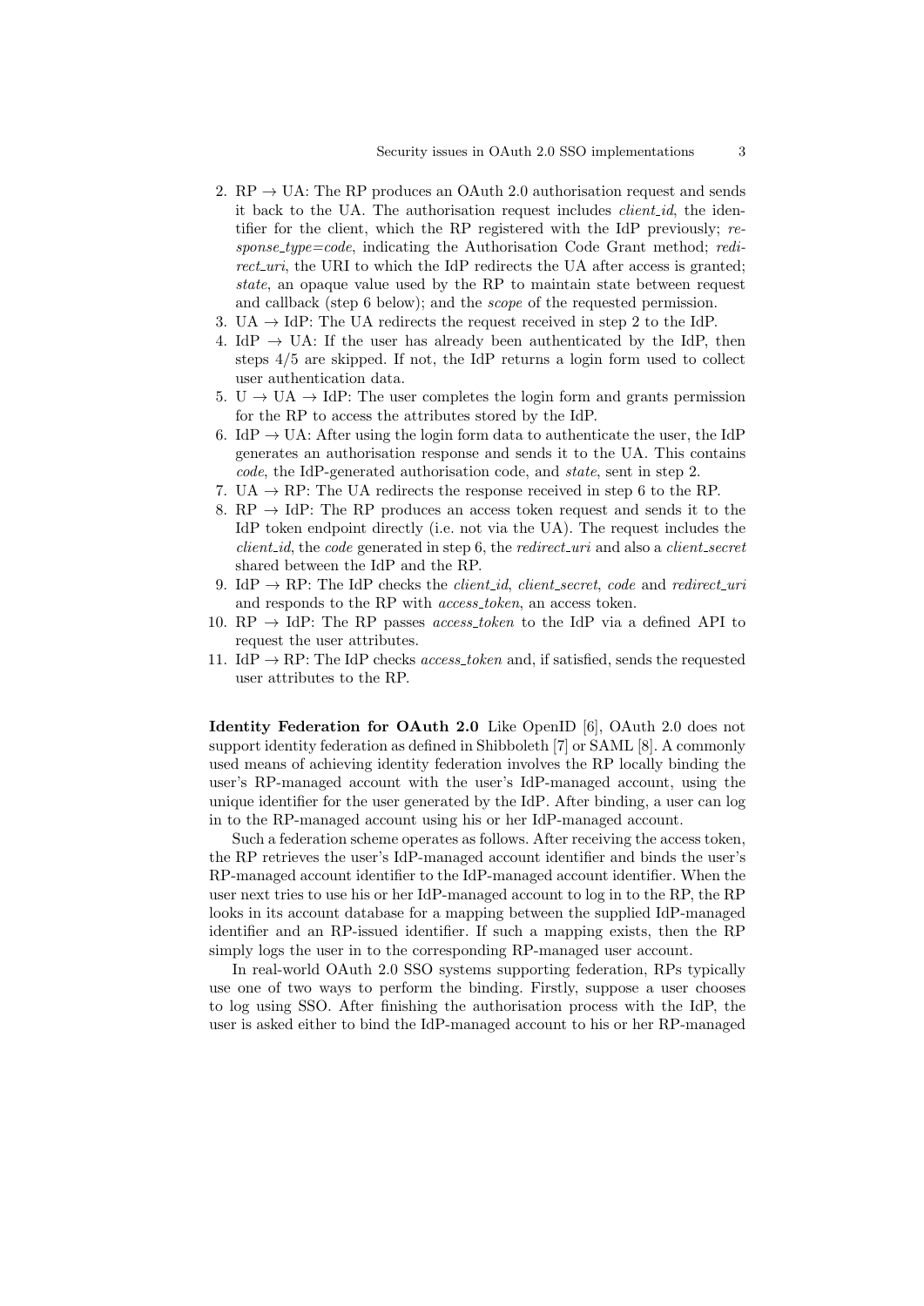2. RP → UA: The RP produces an OAuth 2.0 authorisation request and sends it back to the UA. The authorisation request includes *client_id*, the identifier for the client, which the RP registered with the IdP previously; *response_type=code*, indicating the Authorisation Code Grant method; *redirect_uri*, the URI to which the IdP redirects the UA after access is granted; *state*, an opaque value used by the RP to maintain state between request and callback (step 6 below); and the *scope* of the requested permission.
3. UA → IdP: The UA redirects the request received in step 2 to the IdP.
4. IdP → UA: If the user has already been authenticated by the IdP, then steps 4/5 are skipped. If not, the IdP returns a login form used to collect user authentication data.
5. U → UA → IdP: The user completes the login form and grants permission for the RP to access the attributes stored by the IdP.
6. IdP → UA: After using the login form data to authenticate the user, the IdP generates an authorisation response and sends it to the UA. This contains *code*, the IdP-generated authorisation code, and *state*, sent in step 2.
7. UA → RP: The UA redirects the response received in step 6 to the RP.
8. RP → IdP: The RP produces an access token request and sends it to the IdP token endpoint directly (i.e. not via the UA). The request includes the *client_id*, the *code* generated in step 6, the *redirect_uri* and also a *client_secret* shared between the IdP and the RP.
9. IdP → RP: The IdP checks the *client_id*, *client_secret*, *code* and *redirect_uri* and responds to the RP with *access_token*, an access token.
10. RP → IdP: The RP passes *access_token* to the IdP via a defined API to request the user attributes.
11. IdP → RP: The IdP checks *access_token* and, if satisfied, sends the requested user attributes to the RP.

**Identity Federation for OAuth 2.0** Like OpenID [6], OAuth 2.0 does not support identity federation as defined in Shibboleth [7] or SAML [8]. A commonly used means of achieving identity federation involves the RP locally binding the user's RP-managed account with the user's IdP-managed account, using the unique identifier for the user generated by the IdP. After binding, a user can log in to the RP-managed account using his or her IdP-managed account.

Such a federation scheme operates as follows. After receiving the access token, the RP retrieves the user's IdP-managed account identifier and binds the user's RP-managed account identifier to the IdP-managed account identifier. When the user next tries to use his or her IdP-managed account to log in to the RP, the RP looks in its account database for a mapping between the supplied IdP-managed identifier and an RP-issued identifier. If such a mapping exists, then the RP simply logs the user in to the corresponding RP-managed user account.

In real-world OAuth 2.0 SSO systems supporting federation, RPs typically use one of two ways to perform the binding. Firstly, suppose a user chooses to log using SSO. After finishing the authorisation process with the IdP, the user is asked either to bind the IdP-managed account to his or her RP-managed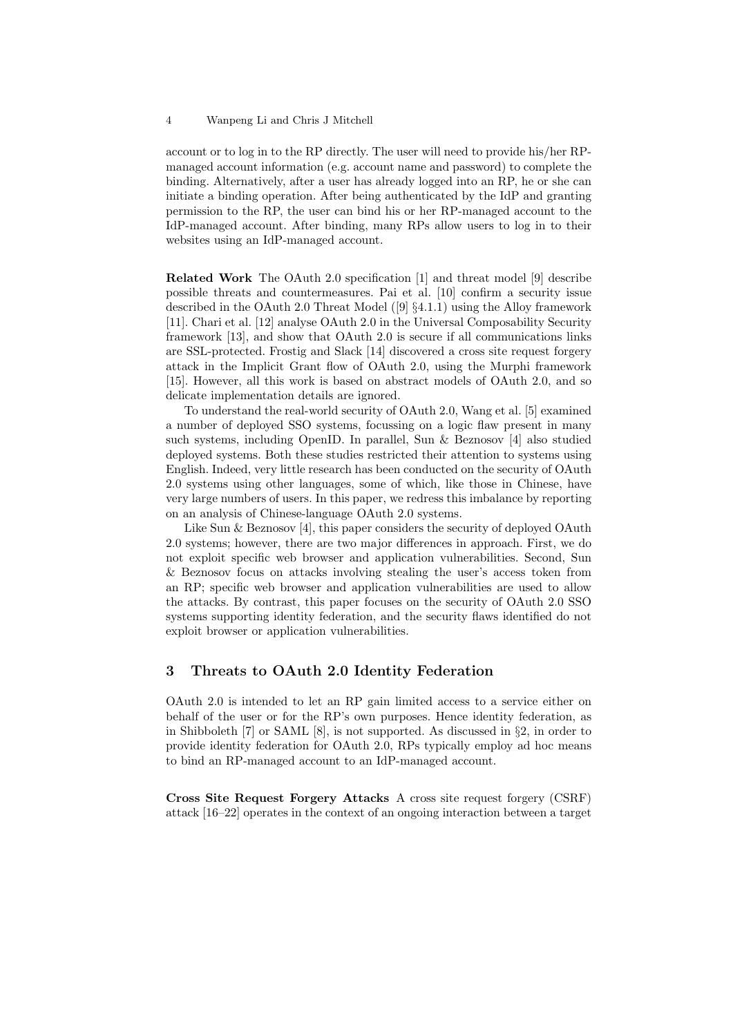account or to log in to the RP directly. The user will need to provide his/her RP-managed account information (e.g. account name and password) to complete the binding. Alternatively, after a user has already logged into an RP, he or she can initiate a binding operation. After being authenticated by the IdP and granting permission to the RP, the user can bind his or her RP-managed account to the IdP-managed account. After binding, many RPs allow users to log in to their websites using an IdP-managed account.

**Related Work** The OAuth 2.0 specification [1] and threat model [9] describe possible threats and countermeasures. Pai et al. [10] confirm a security issue described in the OAuth 2.0 Threat Model ([9] §4.1.1) using the Alloy framework [11]. Chari et al. [12] analyse OAuth 2.0 in the Universal Composability Security framework [13], and show that OAuth 2.0 is secure if all communications links are SSL-protected. Frostig and Slack [14] discovered a cross site request forgery attack in the Implicit Grant flow of OAuth 2.0, using the Murphi framework [15]. However, all this work is based on abstract models of OAuth 2.0, and so delicate implementation details are ignored.

To understand the real-world security of OAuth 2.0, Wang et al. [5] examined a number of deployed SSO systems, focussing on a logic flaw present in many such systems, including OpenID. In parallel, Sun & Beznosov [4] also studied deployed systems. Both these studies restricted their attention to systems using English. Indeed, very little research has been conducted on the security of OAuth 2.0 systems using other languages, some of which, like those in Chinese, have very large numbers of users. In this paper, we redress this imbalance by reporting on an analysis of Chinese-language OAuth 2.0 systems.

Like Sun & Beznosov [4], this paper considers the security of deployed OAuth 2.0 systems; however, there are two major differences in approach. First, we do not exploit specific web browser and application vulnerabilities. Second, Sun & Beznosov focus on attacks involving stealing the user's access token from an RP; specific web browser and application vulnerabilities are used to allow the attacks. By contrast, this paper focuses on the security of OAuth 2.0 SSO systems supporting identity federation, and the security flaws identified do not exploit browser or application vulnerabilities.

## 3 Threats to OAuth 2.0 Identity Federation

OAuth 2.0 is intended to let an RP gain limited access to a service either on behalf of the user or for the RP's own purposes. Hence identity federation, as in Shibboleth [7] or SAML [8], is not supported. As discussed in §2, in order to provide identity federation for OAuth 2.0, RPs typically employ ad hoc means to bind an RP-managed account to an IdP-managed account.

**Cross Site Request Forgery Attacks** A cross site request forgery (CSRF) attack [16–22] operates in the context of an ongoing interaction between a target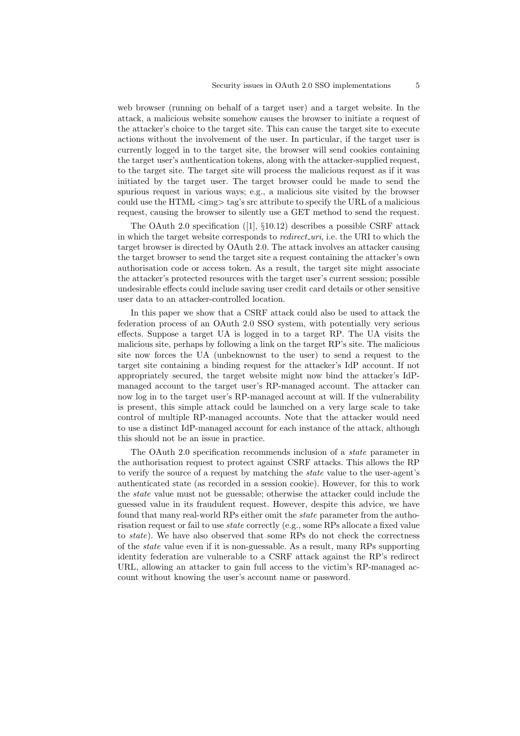web browser (running on behalf of a target user) and a target website. In the attack, a malicious website somehow causes the browser to initiate a request of the attacker's choice to the target site. This can cause the target site to execute actions without the involvement of the user. In particular, if the target user is currently logged in to the target site, the browser will send cookies containing the target user's authentication tokens, along with the attacker-supplied request, to the target site. The target site will process the malicious request as if it was initiated by the target user. The target browser could be made to send the spurious request in various ways; e.g., a malicious site visited by the browser could use the HTML <img> tag's src attribute to specify the URL of a malicious request, causing the browser to silently use a GET method to send the request.

The OAuth 2.0 specification ([1], §10.12) describes a possible CSRF attack in which the target website corresponds to *redirect_uri*, i.e. the URI to which the target browser is directed by OAuth 2.0. The attack involves an attacker causing the target browser to send the target site a request containing the attacker's own authorisation code or access token. As a result, the target site might associate the attacker's protected resources with the target user's current session; possible undesirable effects could include saving user credit card details or other sensitive user data to an attacker-controlled location.

In this paper we show that a CSRF attack could also be used to attack the federation process of an OAuth 2.0 SSO system, with potentially very serious effects. Suppose a target UA is logged in to a target RP. The UA visits the malicious site, perhaps by following a link on the target RP's site. The malicious site now forces the UA (unbeknownst to the user) to send a request to the target site containing a binding request for the attacker's IdP account. If not appropriately secured, the target website might now bind the attacker's IdP-managed account to the target user's RP-managed account. The attacker can now log in to the target user's RP-managed account at will. If the vulnerability is present, this simple attack could be launched on a very large scale to take control of multiple RP-managed accounts. Note that the attacker would need to use a distinct IdP-managed account for each instance of the attack, although this should not be an issue in practice.

The OAuth 2.0 specification recommends inclusion of a *state* parameter in the authorisation request to protect against CSRF attacks. This allows the RP to verify the source of a request by matching the *state* value to the user-agent's authenticated state (as recorded in a session cookie). However, for this to work the *state* value must not be guessable; otherwise the attacker could include the guessed value in its fraudulent request. However, despite this advice, we have found that many real-world RPs either omit the *state* parameter from the authorisation request or fail to use *state* correctly (e.g., some RPs allocate a fixed value to *state*). We have also observed that some RPs do not check the correctness of the *state* value even if it is non-guessable. As a result, many RPs supporting identity federation are vulnerable to a CSRF attack against the RP's redirect URL, allowing an attacker to gain full access to the victim's RP-managed account without knowing the user's account name or password.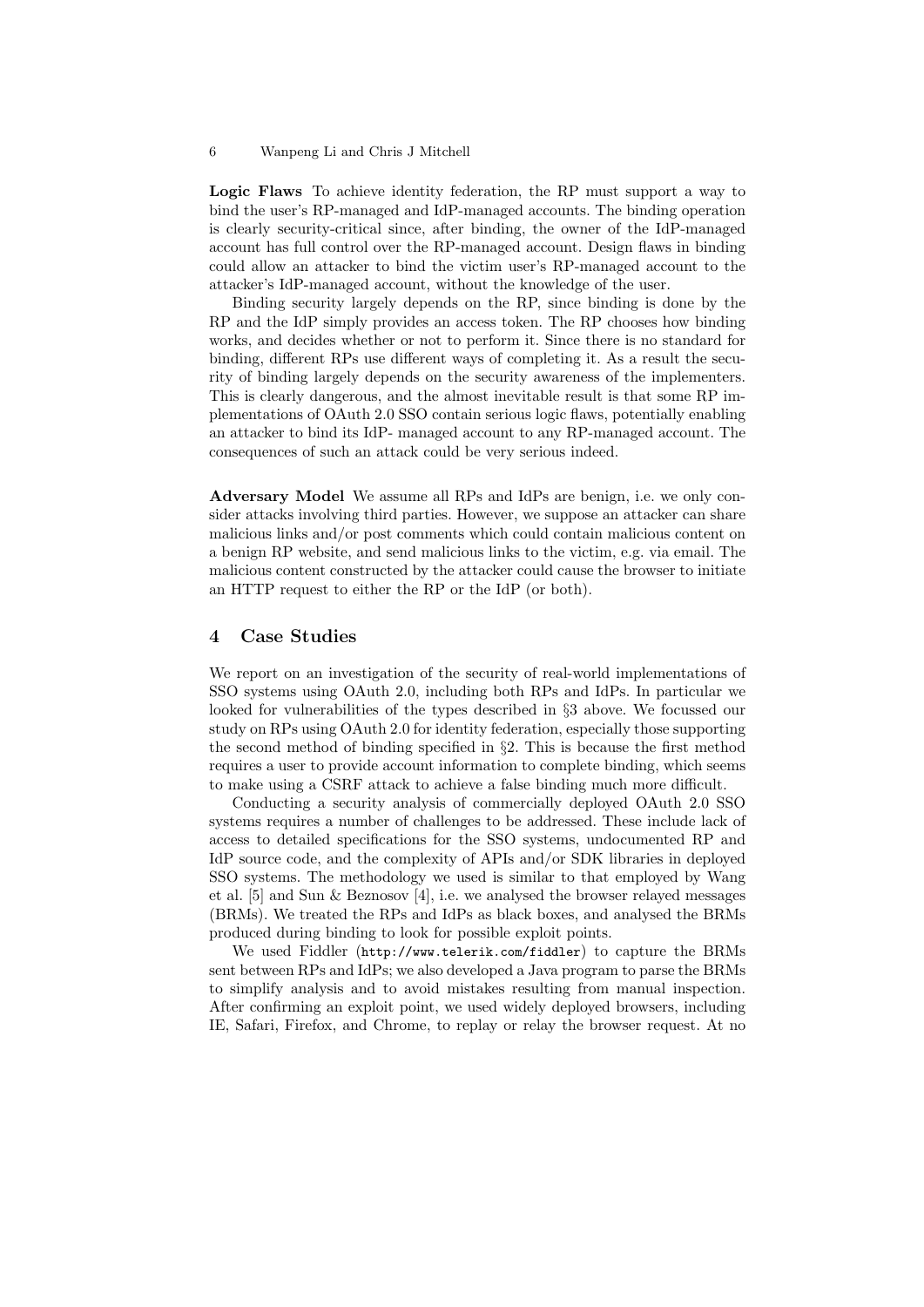**Logic Flaws** To achieve identity federation, the RP must support a way to bind the user's RP-managed and IdP-managed accounts. The binding operation is clearly security-critical since, after binding, the owner of the IdP-managed account has full control over the RP-managed account. Design flaws in binding could allow an attacker to bind the victim user's RP-managed account to the attacker's IdP-managed account, without the knowledge of the user.

Binding security largely depends on the RP, since binding is done by the RP and the IdP simply provides an access token. The RP chooses how binding works, and decides whether or not to perform it. Since there is no standard for binding, different RPs use different ways of completing it. As a result the security of binding largely depends on the security awareness of the implementers. This is clearly dangerous, and the almost inevitable result is that some RP implementations of OAuth 2.0 SSO contain serious logic flaws, potentially enabling an attacker to bind its IdP- managed account to any RP-managed account. The consequences of such an attack could be very serious indeed.

**Adversary Model** We assume all RPs and IdPs are benign, i.e. we only consider attacks involving third parties. However, we suppose an attacker can share malicious links and/or post comments which could contain malicious content on a benign RP website, and send malicious links to the victim, e.g. via email. The malicious content constructed by the attacker could cause the browser to initiate an HTTP request to either the RP or the IdP (or both).

## 4 Case Studies

We report on an investigation of the security of real-world implementations of SSO systems using OAuth 2.0, including both RPs and IdPs. In particular we looked for vulnerabilities of the types described in §3 above. We focussed our study on RPs using OAuth 2.0 for identity federation, especially those supporting the second method of binding specified in §2. This is because the first method requires a user to provide account information to complete binding, which seems to make using a CSRF attack to achieve a false binding much more difficult.

Conducting a security analysis of commercially deployed OAuth 2.0 SSO systems requires a number of challenges to be addressed. These include lack of access to detailed specifications for the SSO systems, undocumented RP and IdP source code, and the complexity of APIs and/or SDK libraries in deployed SSO systems. The methodology we used is similar to that employed by Wang et al. [5] and Sun & Beznosov [4], i.e. we analysed the browser relayed messages (BRMs). We treated the RPs and IdPs as black boxes, and analysed the BRMs produced during binding to look for possible exploit points.

We used Fiddler (`http://www.telerik.com/fiddler`) to capture the BRMs sent between RPs and IdPs; we also developed a Java program to parse the BRMs to simplify analysis and to avoid mistakes resulting from manual inspection. After confirming an exploit point, we used widely deployed browsers, including IE, Safari, Firefox, and Chrome, to replay or relay the browser request. At no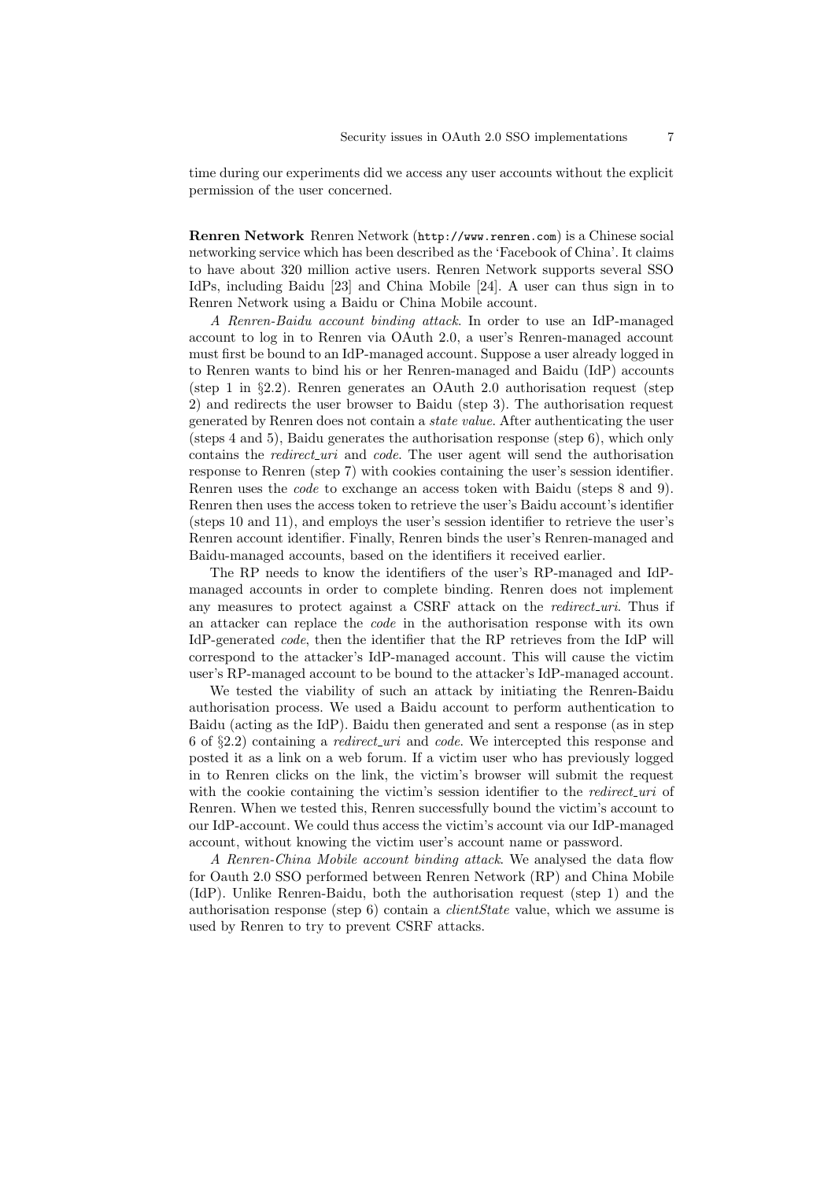time during our experiments did we access any user accounts without the explicit permission of the user concerned.

**Renren Network** Renren Network (`http://www.renren.com`) is a Chinese social networking service which has been described as the 'Facebook of China'. It claims to have about 320 million active users. Renren Network supports several SSO IdPs, including Baidu [23] and China Mobile [24]. A user can thus sign in to Renren Network using a Baidu or China Mobile account.

*A Renren-Baidu account binding attack.* In order to use an IdP-managed account to log in to Renren via OAuth 2.0, a user's Renren-managed account must first be bound to an IdP-managed account. Suppose a user already logged in to Renren wants to bind his or her Renren-managed and Baidu (IdP) accounts (step 1 in §2.2). Renren generates an OAuth 2.0 authorisation request (step 2) and redirects the user browser to Baidu (step 3). The authorisation request generated by Renren does not contain a *state value*. After authenticating the user (steps 4 and 5), Baidu generates the authorisation response (step 6), which only contains the *redirect_uri* and *code*. The user agent will send the authorisation response to Renren (step 7) with cookies containing the user's session identifier. Renren uses the *code* to exchange an access token with Baidu (steps 8 and 9). Renren then uses the access token to retrieve the user's Baidu account's identifier (steps 10 and 11), and employs the user's session identifier to retrieve the user's Renren account identifier. Finally, Renren binds the user's Renren-managed and Baidu-managed accounts, based on the identifiers it received earlier.

The RP needs to know the identifiers of the user's RP-managed and IdP-managed accounts in order to complete binding. Renren does not implement any measures to protect against a CSRF attack on the *redirect_uri*. Thus if an attacker can replace the *code* in the authorisation response with its own IdP-generated *code*, then the identifier that the RP retrieves from the IdP will correspond to the attacker's IdP-managed account. This will cause the victim user's RP-managed account to be bound to the attacker's IdP-managed account.

We tested the viability of such an attack by initiating the Renren-Baidu authorisation process. We used a Baidu account to perform authentication to Baidu (acting as the IdP). Baidu then generated and sent a response (as in step 6 of §2.2) containing a *redirect_uri* and *code*. We intercepted this response and posted it as a link on a web forum. If a victim user who has previously logged in to Renren clicks on the link, the victim's browser will submit the request with the cookie containing the victim's session identifier to the *redirect_uri* of Renren. When we tested this, Renren successfully bound the victim's account to our IdP-account. We could thus access the victim's account via our IdP-managed account, without knowing the victim user's account name or password.

*A Renren-China Mobile account binding attack.* We analysed the data flow for Oauth 2.0 SSO performed between Renren Network (RP) and China Mobile (IdP). Unlike Renren-Baidu, both the authorisation request (step 1) and the authorisation response (step 6) contain a *clientState* value, which we assume is used by Renren to try to prevent CSRF attacks.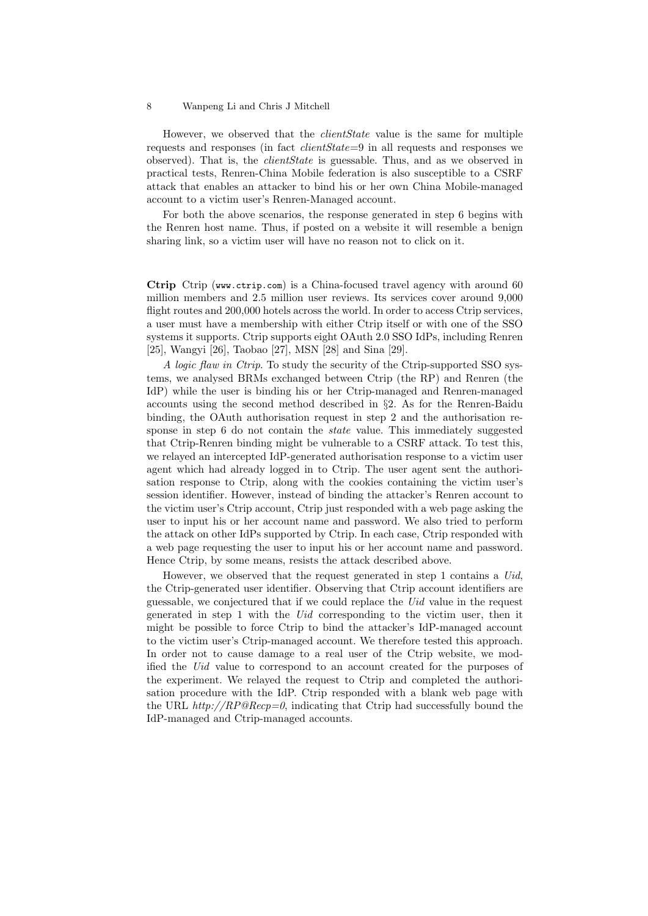However, we observed that the *clientState* value is the same for multiple requests and responses (in fact *clientState*=9 in all requests and responses we observed). That is, the *clientState* is guessable. Thus, and as we observed in practical tests, Renren-China Mobile federation is also susceptible to a CSRF attack that enables an attacker to bind his or her own China Mobile-managed account to a victim user's Renren-Managed account.

For both the above scenarios, the response generated in step 6 begins with the Renren host name. Thus, if posted on a website it will resemble a benign sharing link, so a victim user will have no reason not to click on it.

**Ctrip** Ctrip (`www.ctrip.com`) is a China-focused travel agency with around 60 million members and 2.5 million user reviews. Its services cover around 9,000 flight routes and 200,000 hotels across the world. In order to access Ctrip services, a user must have a membership with either Ctrip itself or with one of the SSO systems it supports. Ctrip supports eight OAuth 2.0 SSO IdPs, including Renren [25], Wangyi [26], Taobao [27], MSN [28] and Sina [29].

*A logic flaw in Ctrip.* To study the security of the Ctrip-supported SSO systems, we analysed BRMs exchanged between Ctrip (the RP) and Renren (the IdP) while the user is binding his or her Ctrip-managed and Renren-managed accounts using the second method described in §2. As for the Renren-Baidu binding, the OAuth authorisation request in step 2 and the authorisation response in step 6 do not contain the *state* value. This immediately suggested that Ctrip-Renren binding might be vulnerable to a CSRF attack. To test this, we relayed an intercepted IdP-generated authorisation response to a victim user agent which had already logged in to Ctrip. The user agent sent the authorisation response to Ctrip, along with the cookies containing the victim user's session identifier. However, instead of binding the attacker's Renren account to the victim user's Ctrip account, Ctrip just responded with a web page asking the user to input his or her account name and password. We also tried to perform the attack on other IdPs supported by Ctrip. In each case, Ctrip responded with a web page requesting the user to input his or her account name and password. Hence Ctrip, by some means, resists the attack described above.

However, we observed that the request generated in step 1 contains a *Uid*, the Ctrip-generated user identifier. Observing that Ctrip account identifiers are guessable, we conjectured that if we could replace the *Uid* value in the request generated in step 1 with the *Uid* corresponding to the victim user, then it might be possible to force Ctrip to bind the attacker's IdP-managed account to the victim user's Ctrip-managed account. We therefore tested this approach. In order not to cause damage to a real user of the Ctrip website, we modified the *Uid* value to correspond to an account created for the purposes of the experiment. We relayed the request to Ctrip and completed the authorisation procedure with the IdP. Ctrip responded with a blank web page with the URL *http://RP@Recp=0*, indicating that Ctrip had successfully bound the IdP-managed and Ctrip-managed accounts.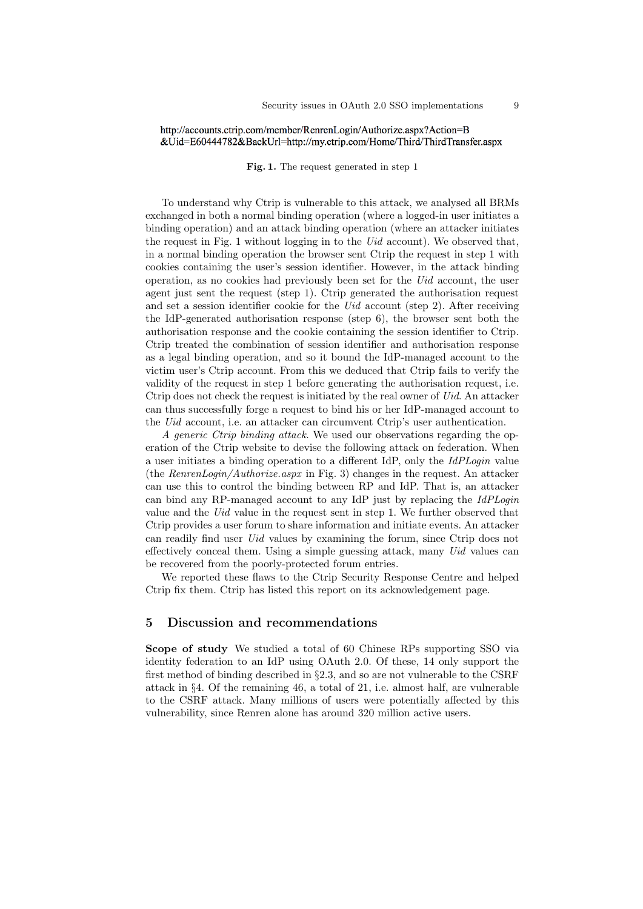http://accounts.ctrip.com/member/RenrenLogin/Authorize.aspx?Action=B
&Uid=E60444782&BackUrl=http://my.ctrip.com/Home/Third/ThirdTransfer.aspx

**Fig. 1.** The request generated in step 1

To understand why Ctrip is vulnerable to this attack, we analysed all BRMs exchanged in both a normal binding operation (where a logged-in user initiates a binding operation) and an attack binding operation (where an attacker initiates the request in Fig. 1 without logging in to the *Uid* account). We observed that, in a normal binding operation the browser sent Ctrip the request in step 1 with cookies containing the user's session identifier. However, in the attack binding operation, as no cookies had previously been set for the *Uid* account, the user agent just sent the request (step 1). Ctrip generated the authorisation request and set a session identifier cookie for the *Uid* account (step 2). After receiving the IdP-generated authorisation response (step 6), the browser sent both the authorisation response and the cookie containing the session identifier to Ctrip. Ctrip treated the combination of session identifier and authorisation response as a legal binding operation, and so it bound the IdP-managed account to the victim user's Ctrip account. From this we deduced that Ctrip fails to verify the validity of the request in step 1 before generating the authorisation request, i.e. Ctrip does not check the request is initiated by the real owner of *Uid*. An attacker can thus successfully forge a request to bind his or her IdP-managed account to the *Uid* account, i.e. an attacker can circumvent Ctrip's user authentication.

*A generic Ctrip binding attack*. We used our observations regarding the operation of the Ctrip website to devise the following attack on federation. When a user initiates a binding operation to a different IdP, only the *IdPLogin* value (the *RenrenLogin/Authorize.aspx* in Fig. 3) changes in the request. An attacker can use this to control the binding between RP and IdP. That is, an attacker can bind any RP-managed account to any IdP just by replacing the *IdPLogin* value and the *Uid* value in the request sent in step 1. We further observed that Ctrip provides a user forum to share information and initiate events. An attacker can readily find user *Uid* values by examining the forum, since Ctrip does not effectively conceal them. Using a simple guessing attack, many *Uid* values can be recovered from the poorly-protected forum entries.

We reported these flaws to the Ctrip Security Response Centre and helped Ctrip fix them. Ctrip has listed this report on its acknowledgement page.

## 5 Discussion and recommendations

**Scope of study** We studied a total of 60 Chinese RPs supporting SSO via identity federation to an IdP using OAuth 2.0. Of these, 14 only support the first method of binding described in §2.3, and so are not vulnerable to the CSRF attack in §4. Of the remaining 46, a total of 21, i.e. almost half, are vulnerable to the CSRF attack. Many millions of users were potentially affected by this vulnerability, since Renren alone has around 320 million active users.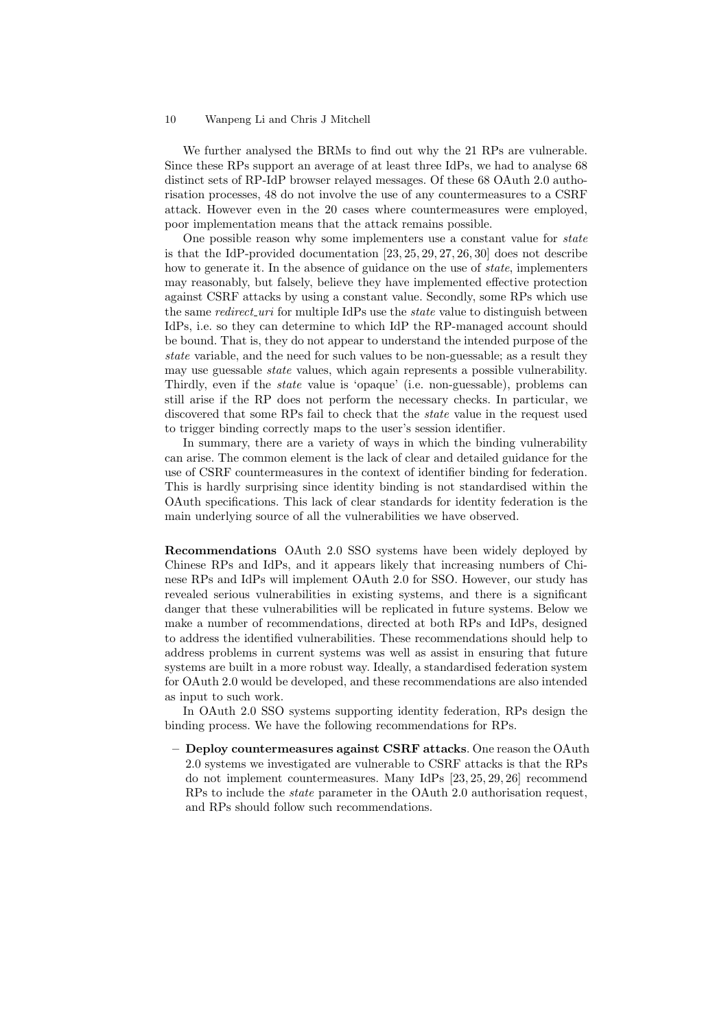We further analysed the BRMs to find out why the 21 RPs are vulnerable. Since these RPs support an average of at least three IdPs, we had to analyse 68 distinct sets of RP-IdP browser relayed messages. Of these 68 OAuth 2.0 authorisation processes, 48 do not involve the use of any countermeasures to a CSRF attack. However even in the 20 cases where countermeasures were employed, poor implementation means that the attack remains possible.

One possible reason why some implementers use a constant value for *state* is that the IdP-provided documentation [23, 25, 29, 27, 26, 30] does not describe how to generate it. In the absence of guidance on the use of *state*, implementers may reasonably, but falsely, believe they have implemented effective protection against CSRF attacks by using a constant value. Secondly, some RPs which use the same *redirect_uri* for multiple IdPs use the *state* value to distinguish between IdPs, i.e. so they can determine to which IdP the RP-managed account should be bound. That is, they do not appear to understand the intended purpose of the *state* variable, and the need for such values to be non-guessable; as a result they may use guessable *state* values, which again represents a possible vulnerability. Thirdly, even if the *state* value is 'opaque' (i.e. non-guessable), problems can still arise if the RP does not perform the necessary checks. In particular, we discovered that some RPs fail to check that the *state* value in the request used to trigger binding correctly maps to the user's session identifier.

In summary, there are a variety of ways in which the binding vulnerability can arise. The common element is the lack of clear and detailed guidance for the use of CSRF countermeasures in the context of identifier binding for federation. This is hardly surprising since identity binding is not standardised within the OAuth specifications. This lack of clear standards for identity federation is the main underlying source of all the vulnerabilities we have observed.

**Recommendations** OAuth 2.0 SSO systems have been widely deployed by Chinese RPs and IdPs, and it appears likely that increasing numbers of Chinese RPs and IdPs will implement OAuth 2.0 for SSO. However, our study has revealed serious vulnerabilities in existing systems, and there is a significant danger that these vulnerabilities will be replicated in future systems. Below we make a number of recommendations, directed at both RPs and IdPs, designed to address the identified vulnerabilities. These recommendations should help to address problems in current systems was well as assist in ensuring that future systems are built in a more robust way. Ideally, a standardised federation system for OAuth 2.0 would be developed, and these recommendations are also intended as input to such work.

In OAuth 2.0 SSO systems supporting identity federation, RPs design the binding process. We have the following recommendations for RPs.

- **Deploy countermeasures against CSRF attacks**. One reason the OAuth 2.0 systems we investigated are vulnerable to CSRF attacks is that the RPs do not implement countermeasures. Many IdPs [23, 25, 29, 26] recommend RPs to include the *state* parameter in the OAuth 2.0 authorisation request, and RPs should follow such recommendations.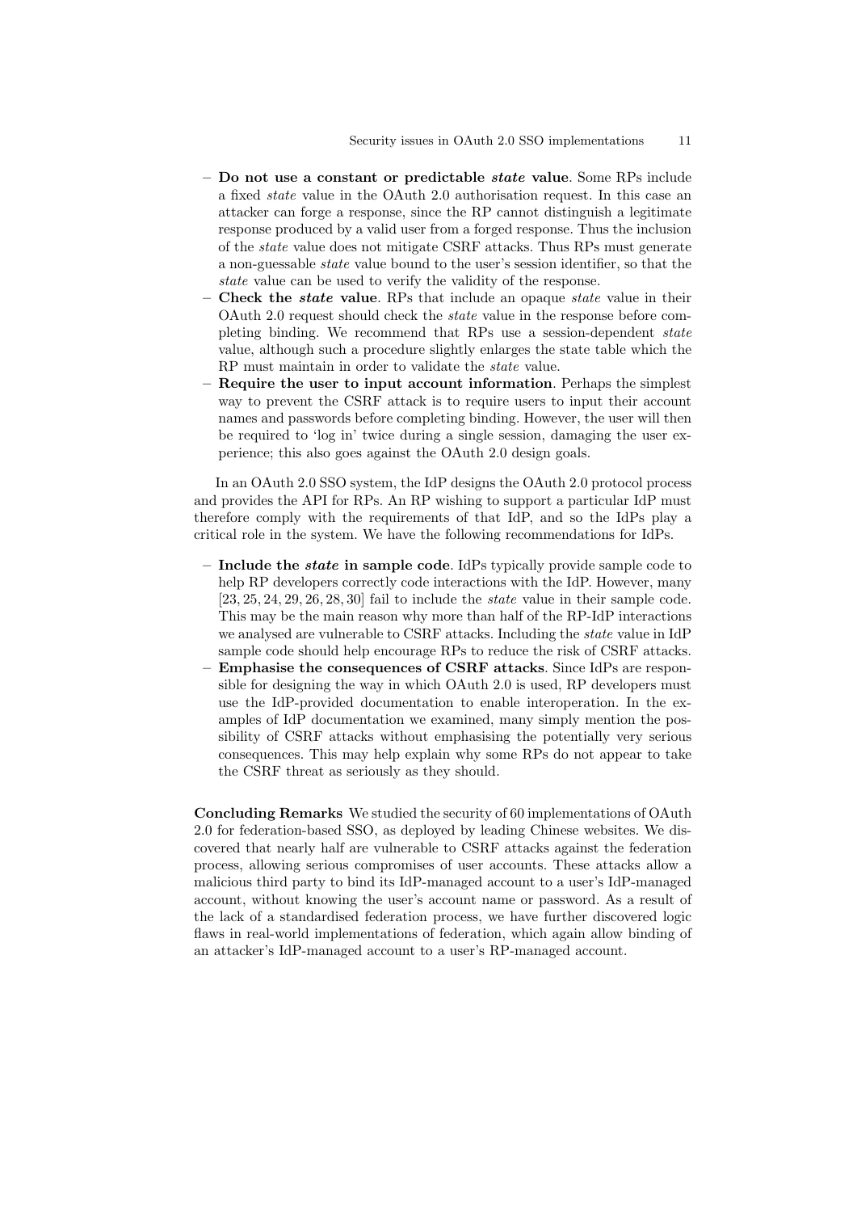- **Do not use a constant or predictable *state* value**. Some RPs include a fixed *state* value in the OAuth 2.0 authorisation request. In this case an attacker can forge a response, since the RP cannot distinguish a legitimate response produced by a valid user from a forged response. Thus the inclusion of the *state* value does not mitigate CSRF attacks. Thus RPs must generate a non-guessable *state* value bound to the user's session identifier, so that the *state* value can be used to verify the validity of the response.
- **Check the *state* value**. RPs that include an opaque *state* value in their OAuth 2.0 request should check the *state* value in the response before completing binding. We recommend that RPs use a session-dependent *state* value, although such a procedure slightly enlarges the state table which the RP must maintain in order to validate the *state* value.
- **Require the user to input account information**. Perhaps the simplest way to prevent the CSRF attack is to require users to input their account names and passwords before completing binding. However, the user will then be required to 'log in' twice during a single session, damaging the user experience; this also goes against the OAuth 2.0 design goals.

In an OAuth 2.0 SSO system, the IdP designs the OAuth 2.0 protocol process and provides the API for RPs. An RP wishing to support a particular IdP must therefore comply with the requirements of that IdP, and so the IdPs play a critical role in the system. We have the following recommendations for IdPs.

- **Include the *state* in sample code**. IdPs typically provide sample code to help RP developers correctly code interactions with the IdP. However, many [23, 25, 24, 29, 26, 28, 30] fail to include the *state* value in their sample code. This may be the main reason why more than half of the RP-IdP interactions we analysed are vulnerable to CSRF attacks. Including the *state* value in IdP sample code should help encourage RPs to reduce the risk of CSRF attacks.
- **Emphasise the consequences of CSRF attacks**. Since IdPs are responsible for designing the way in which OAuth 2.0 is used, RP developers must use the IdP-provided documentation to enable interoperation. In the examples of IdP documentation we examined, many simply mention the possibility of CSRF attacks without emphasising the potentially very serious consequences. This may help explain why some RPs do not appear to take the CSRF threat as seriously as they should.

**Concluding Remarks** We studied the security of 60 implementations of OAuth 2.0 for federation-based SSO, as deployed by leading Chinese websites. We discovered that nearly half are vulnerable to CSRF attacks against the federation process, allowing serious compromises of user accounts. These attacks allow a malicious third party to bind its IdP-managed account to a user's IdP-managed account, without knowing the user's account name or password. As a result of the lack of a standardised federation process, we have further discovered logic flaws in real-world implementations of federation, which again allow binding of an attacker's IdP-managed account to a user's RP-managed account.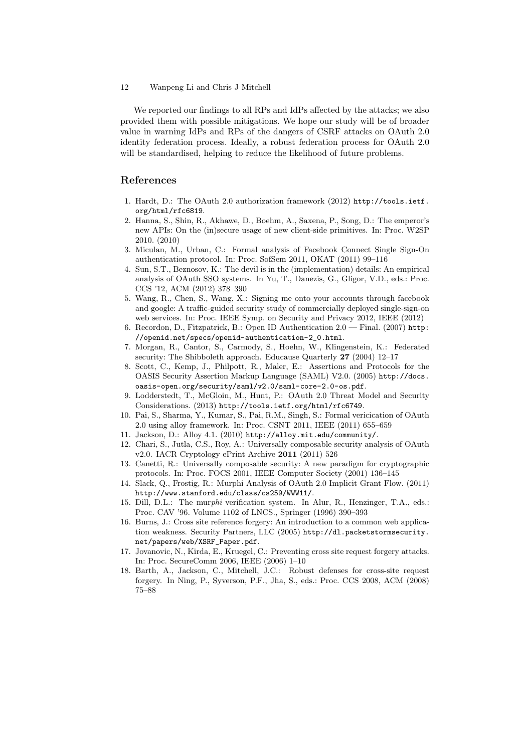We reported our findings to all RPs and IdPs affected by the attacks; we also provided them with possible mitigations. We hope our study will be of broader value in warning IdPs and RPs of the dangers of CSRF attacks on OAuth 2.0 identity federation process. Ideally, a robust federation process for OAuth 2.0 will be standardised, helping to reduce the likelihood of future problems.

## References

1. Hardt, D.: The OAuth 2.0 authorization framework (2012) http://tools.ietf.org/html/rfc6819.
2. Hanna, S., Shin, R., Akhawe, D., Boehm, A., Saxena, P., Song, D.: The emperor's new APIs: On the (in)secure usage of new client-side primitives. In: Proc. W2SP 2010. (2010)
3. Miculan, M., Urban, C.: Formal analysis of Facebook Connect Single Sign-On authentication protocol. In: Proc. SofSem 2011, OKAT (2011) 99–116
4. Sun, S.T., Beznosov, K.: The devil is in the (implementation) details: An empirical analysis of OAuth SSO systems. In Yu, T., Danezis, G., Gligor, V.D., eds.: Proc. CCS '12, ACM (2012) 378–390
5. Wang, R., Chen, S., Wang, X.: Signing me onto your accounts through facebook and google: A traffic-guided security study of commercially deployed single-sign-on web services. In: Proc. IEEE Symp. on Security and Privacy 2012, IEEE (2012)
6. Recordon, D., Fitzpatrick, B.: Open ID Authentication 2.0 — Final. (2007) http://openid.net/specs/openid-authentication-2_0.html.
7. Morgan, R., Cantor, S., Carmody, S., Hoehn, W., Klingenstein, K.: Federated security: The Shibboleth approach. Educause Quarterly **27** (2004) 12–17
8. Scott, C., Kemp, J., Philpott, R., Maler, E.: Assertions and Protocols for the OASIS Security Assertion Markup Language (SAML) V2.0. (2005) http://docs.oasis-open.org/security/saml/v2.0/saml-core-2.0-os.pdf.
9. Lodderstedt, T., McGloin, M., Hunt, P.: OAuth 2.0 Threat Model and Security Considerations. (2013) http://tools.ietf.org/html/rfc6749.
10. Pai, S., Sharma, Y., Kumar, S., Pai, R.M., Singh, S.: Formal vericication of OAuth 2.0 using alloy framework. In: Proc. CSNT 2011, IEEE (2011) 655–659
11. Jackson, D.: Alloy 4.1. (2010) http://alloy.mit.edu/community/.
12. Chari, S., Jutla, C.S., Roy, A.: Universally composable security analysis of OAuth v2.0. IACR Cryptology ePrint Archive **2011** (2011) 526
13. Canetti, R.: Universally composable security: A new paradigm for cryptographic protocols. In: Proc. FOCS 2001, IEEE Computer Society (2001) 136–145
14. Slack, Q., Frostig, R.: Murphi Analysis of OAuth 2.0 Implicit Grant Flow. (2011) http://www.stanford.edu/class/cs259/WWW11/.
15. Dill, D.L.: The mur*phi* verification system. In Alur, R., Henzinger, T.A., eds.: Proc. CAV '96. Volume 1102 of LNCS., Springer (1996) 390–393
16. Burns, J.: Cross site reference forgery: An introduction to a common web application weakness. Security Partners, LLC (2005) http://dl.packetstormsecurity.net/papers/web/XSRF_Paper.pdf.
17. Jovanovic, N., Kirda, E., Kruegel, C.: Preventing cross site request forgery attacks. In: Proc. SecureComm 2006, IEEE (2006) 1–10
18. Barth, A., Jackson, C., Mitchell, J.C.: Robust defenses for cross-site request forgery. In Ning, P., Syverson, P.F., Jha, S., eds.: Proc. CCS 2008, ACM (2008) 75–88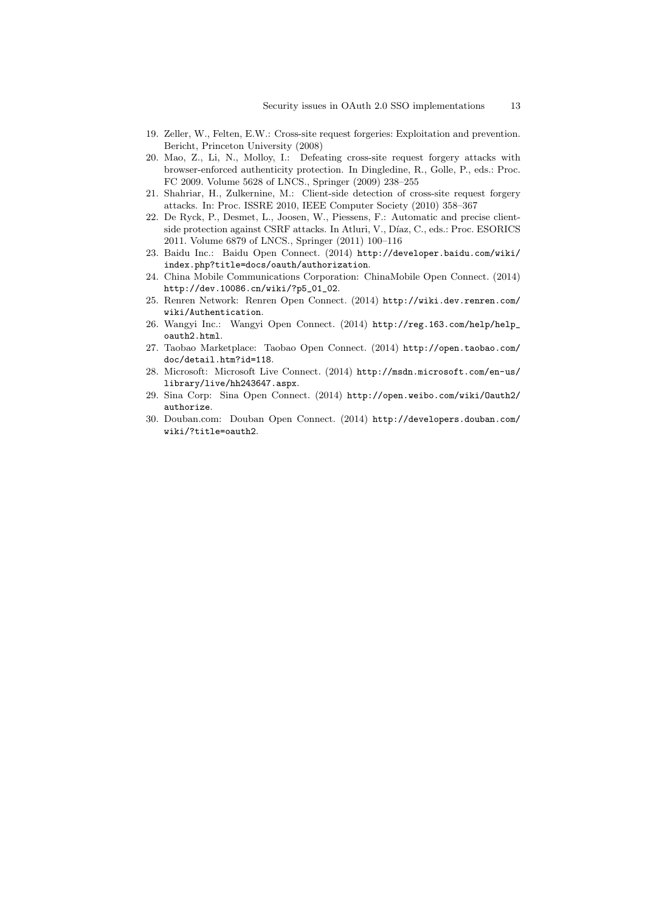19. Zeller, W., Felten, E.W.: Cross-site request forgeries: Exploitation and prevention. Bericht, Princeton University (2008)
20. Mao, Z., Li, N., Molloy, I.: Defeating cross-site request forgery attacks with browser-enforced authenticity protection. In Dingledine, R., Golle, P., eds.: Proc. FC 2009. Volume 5628 of LNCS., Springer (2009) 238–255
21. Shahriar, H., Zulkernine, M.: Client-side detection of cross-site request forgery attacks. In: Proc. ISSRE 2010, IEEE Computer Society (2010) 358–367
22. De Ryck, P., Desmet, L., Joosen, W., Piessens, F.: Automatic and precise client-side protection against CSRF attacks. In Atluri, V., Díaz, C., eds.: Proc. ESORICS 2011. Volume 6879 of LNCS., Springer (2011) 100–116
23. Baidu Inc.: Baidu Open Connect. (2014) http://developer.baidu.com/wiki/index.php?title=docs/oauth/authorization.
24. China Mobile Communications Corporation: ChinaMobile Open Connect. (2014) http://dev.10086.cn/wiki/?p5_01_02.
25. Renren Network: Renren Open Connect. (2014) http://wiki.dev.renren.com/wiki/Authentication.
26. Wangyi Inc.: Wangyi Open Connect. (2014) http://reg.163.com/help/help_oauth2.html.
27. Taobao Marketplace: Taobao Open Connect. (2014) http://open.taobao.com/doc/detail.htm?id=118.
28. Microsoft: Microsoft Live Connect. (2014) http://msdn.microsoft.com/en-us/library/live/hh243647.aspx.
29. Sina Corp: Sina Open Connect. (2014) http://open.weibo.com/wiki/Oauth2/authorize.
30. Douban.com: Douban Open Connect. (2014) http://developers.douban.com/wiki/?title=oauth2.